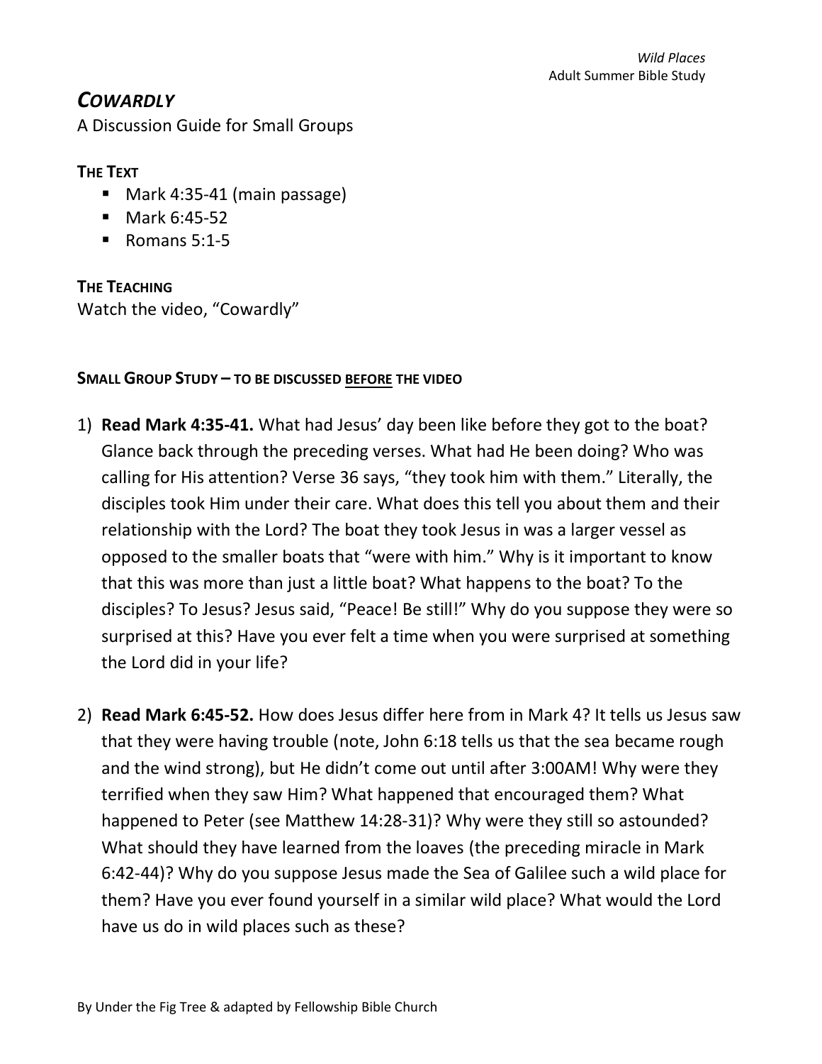# *COWARDLY*

A Discussion Guide for Small Groups

**THE TEXT**

- Mark 4:35-41 (main passage)
- Mark 6:45-52
- Romans 5:1-5

**THE TEACHING**

Watch the video, "Cowardly"

**SMALL GROUP STUDY – TO BE DISCUSSED <u>BEFORE</u> THE VIDEO**

1) **Read Mark 4:35-41.** What had Jesus' day been like before they got to the boat? Glance back through the preceding verses. What had He been doing? Who was calling for His attention? Verse 36 says, "they took him with them." Literally, the disciples took Him under their care. What does this tell you about them and their relationship with the Lord? The boat they took Jesus in was a larger vessel as opposed to the smaller boats that "were with him." Why is it important to know that this was more than just a little boat? What happens to the boat? To the disciples? To Jesus? Jesus said, "Peace! Be still!" Why do you suppose they were so surprised at this? Have you ever felt a time when you were surprised at something the Lord did in your life?

2) **Read Mark 6:45-52.** How does Jesus differ here from in Mark 4? It tells us Jesus saw that they were having trouble (note, John 6:18 tells us that the sea became rough and the wind strong), but He didn't come out until after 3:00AM! Why were they terrified when they saw Him? What happened that encouraged them? What happened to Peter (see Matthew 14:28-31)? Why were they still so astounded? What should they have learned from the loaves (the preceding miracle in Mark 6:42-44)? Why do you suppose Jesus made the Sea of Galilee such a wild place for them? Have you ever found yourself in a similar wild place? What would the Lord have us do in wild places such as these?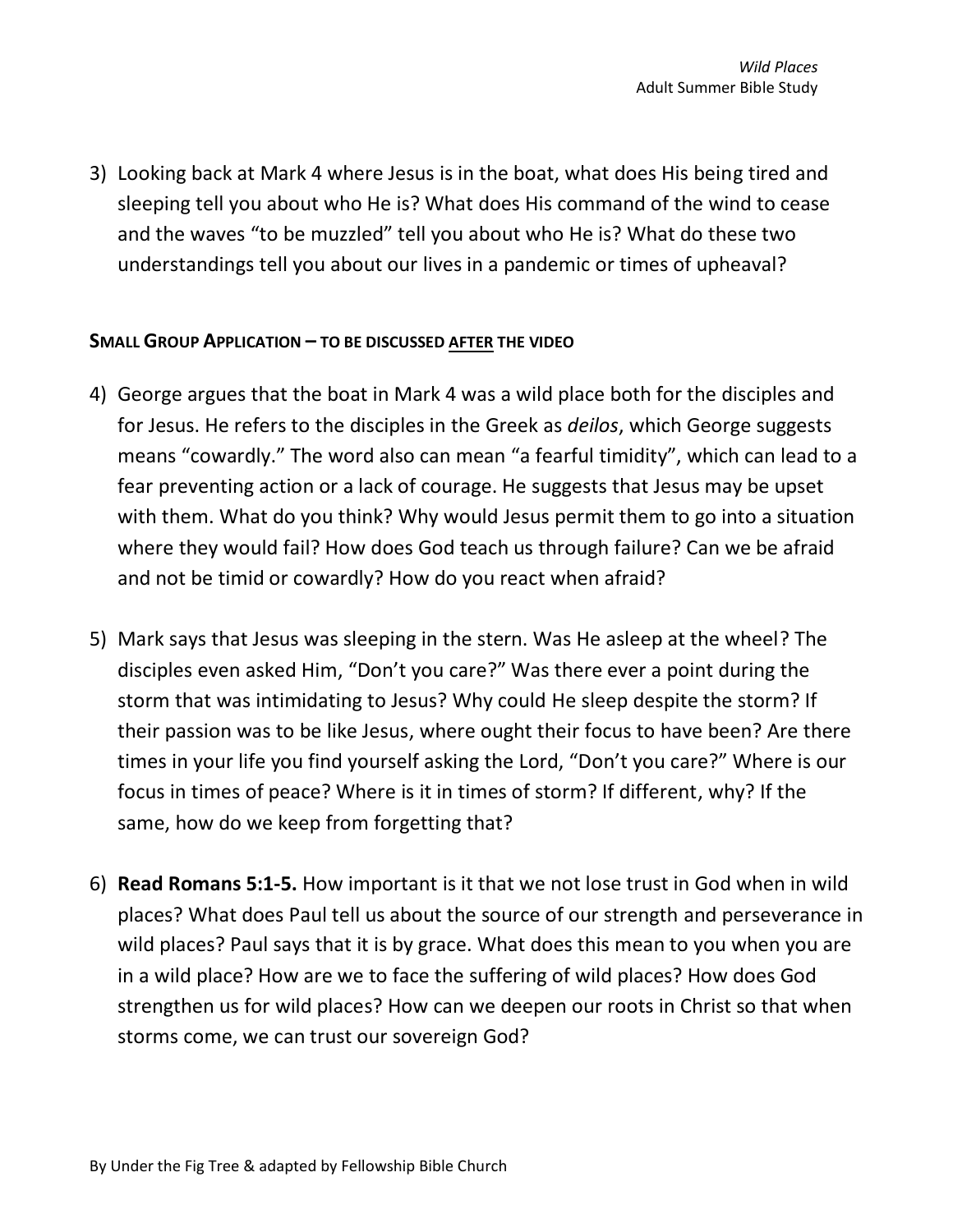3) Looking back at Mark 4 where Jesus is in the boat, what does His being tired and sleeping tell you about who He is? What does His command of the wind to cease and the waves "to be muzzled" tell you about who He is? What do these two understandings tell you about our lives in a pandemic or times of upheaval?

**SMALL GROUP APPLICATION – TO BE DISCUSSED AFTER THE VIDEO**

4) George argues that the boat in Mark 4 was a wild place both for the disciples and for Jesus. He refers to the disciples in the Greek as *deilos*, which George suggests means "cowardly." The word also can mean "a fearful timidity", which can lead to a fear preventing action or a lack of courage. He suggests that Jesus may be upset with them. What do you think? Why would Jesus permit them to go into a situation where they would fail? How does God teach us through failure? Can we be afraid and not be timid or cowardly? How do you react when afraid?

5) Mark says that Jesus was sleeping in the stern. Was He asleep at the wheel? The disciples even asked Him, "Don't you care?" Was there ever a point during the storm that was intimidating to Jesus? Why could He sleep despite the storm? If their passion was to be like Jesus, where ought their focus to have been? Are there times in your life you find yourself asking the Lord, "Don't you care?" Where is our focus in times of peace? Where is it in times of storm? If different, why? If the same, how do we keep from forgetting that?

6) **Read Romans 5:1-5.** How important is it that we not lose trust in God when in wild places? What does Paul tell us about the source of our strength and perseverance in wild places? Paul says that it is by grace. What does this mean to you when you are in a wild place? How are we to face the suffering of wild places? How does God strengthen us for wild places? How can we deepen our roots in Christ so that when storms come, we can trust our sovereign God?